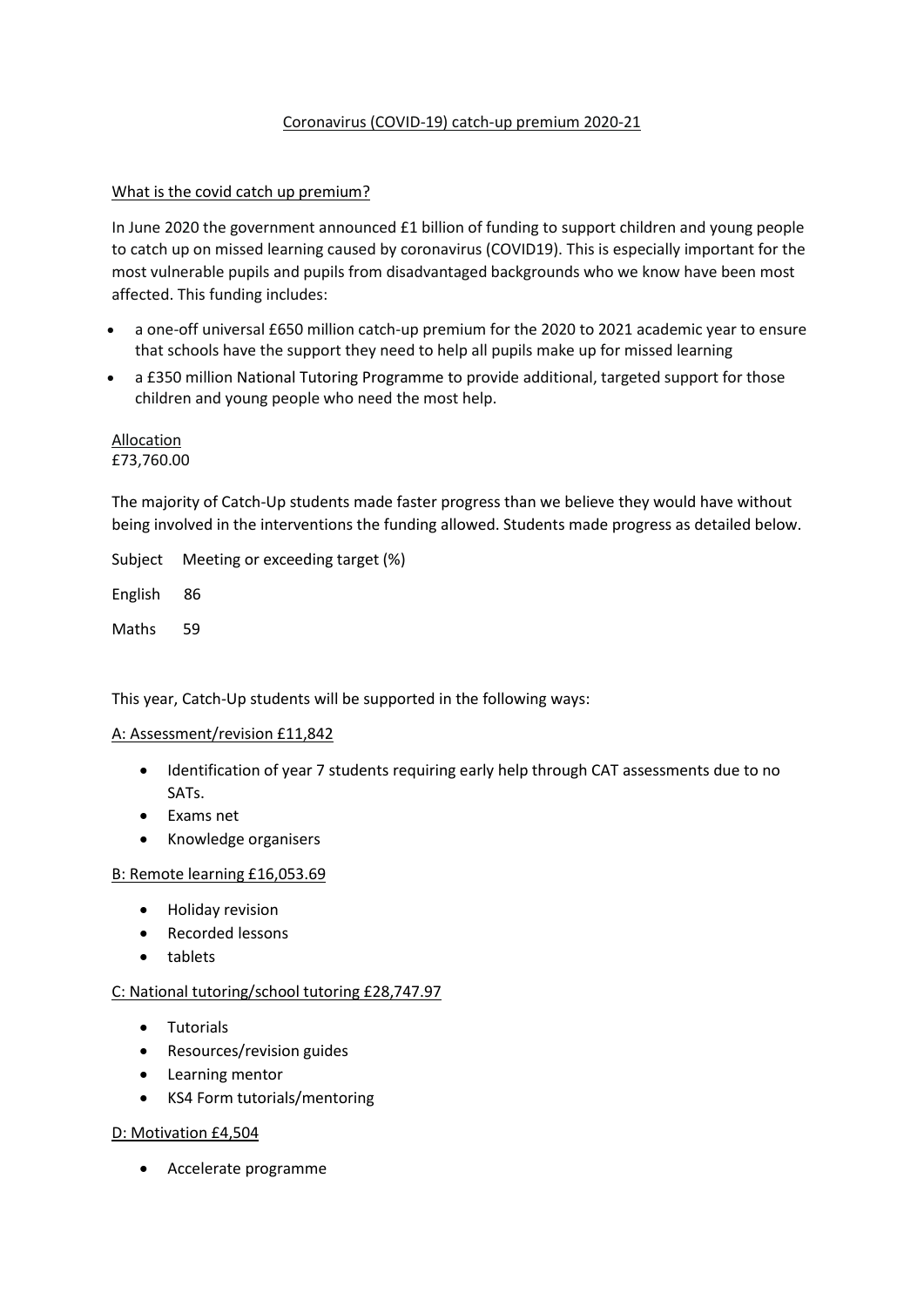# Coronavirus (COVID-19) catch-up premium 2020-21

## What is the covid catch up premium?

In June 2020 the government announced £1 billion of funding to support children and young people to catch up on missed learning caused by coronavirus (COVID19). This is especially important for the most vulnerable pupils and pupils from disadvantaged backgrounds who we know have been most affected. This funding includes:

- a one-off universal £650 million catch-up premium for the 2020 to 2021 academic year to ensure that schools have the support they need to help all pupils make up for missed learning
- a £350 million National Tutoring Programme to provide additional, targeted support for those children and young people who need the most help.

## Allocation

£73,760.00

The majority of Catch-Up students made faster progress than we believe they would have without being involved in the interventions the funding allowed. Students made progress as detailed below.

| Subject | Meeting or exceeding target (%) |
| --- | --- |
| English | 86 |
| Maths | 59 |

This year, Catch-Up students will be supported in the following ways:

### A: Assessment/revision £11,842

- Identification of year 7 students requiring early help through CAT assessments due to no SATs.
- Exams net
- Knowledge organisers

### B: Remote learning £16,053.69

- Holiday revision
- Recorded lessons
- tablets

### C: National tutoring/school tutoring £28,747.97

- Tutorials
- Resources/revision guides
- Learning mentor
- KS4 Form tutorials/mentoring

### D: Motivation £4,504

- Accelerate programme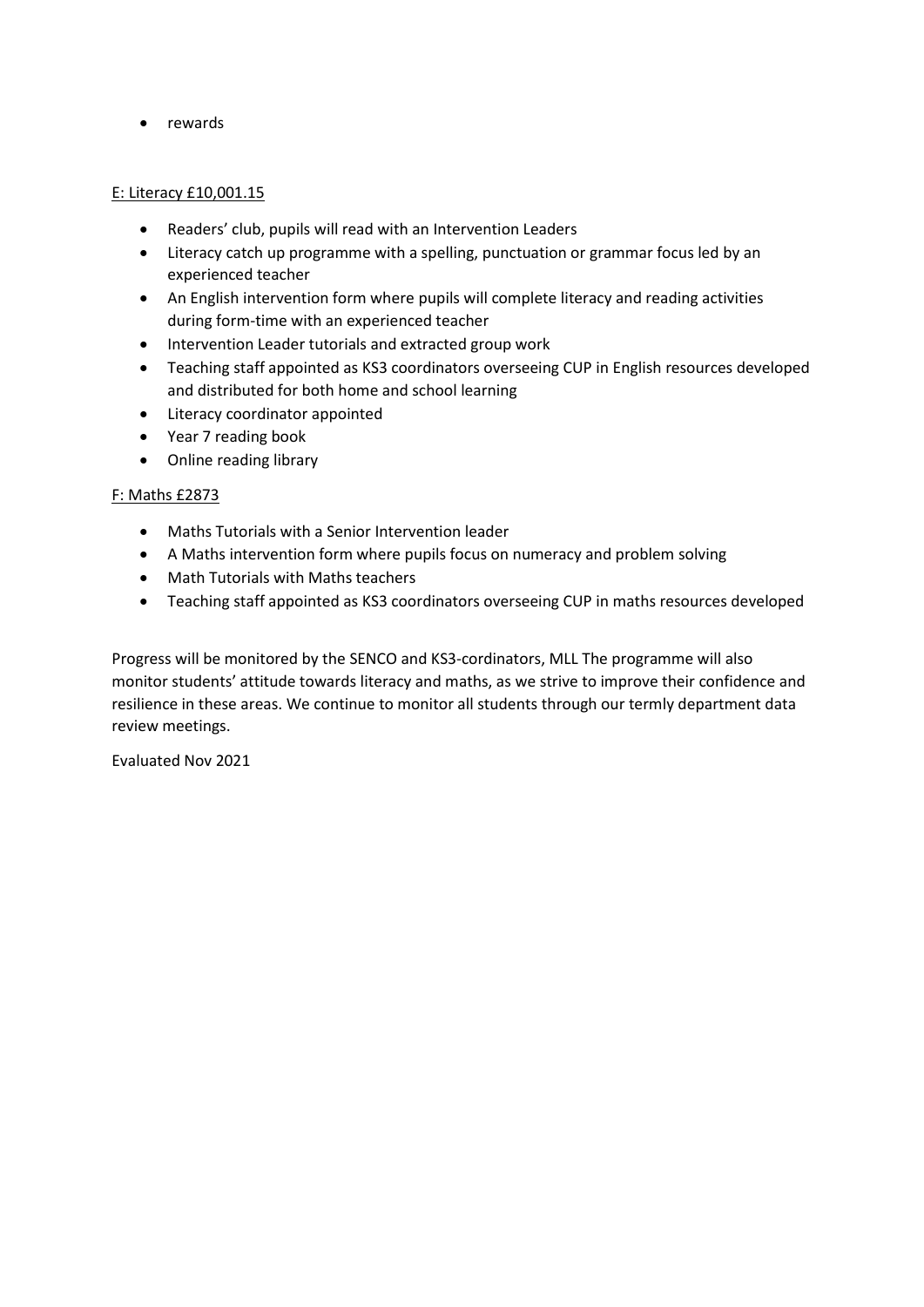- rewards

<u>E: Literacy £10,001.15</u>

- Readers' club, pupils will read with an Intervention Leaders
- Literacy catch up programme with a spelling, punctuation or grammar focus led by an experienced teacher
- An English intervention form where pupils will complete literacy and reading activities during form-time with an experienced teacher
- Intervention Leader tutorials and extracted group work
- Teaching staff appointed as KS3 coordinators overseeing CUP in English resources developed and distributed for both home and school learning
- Literacy coordinator appointed
- Year 7 reading book
- Online reading library

<u>F: Maths £2873</u>

- Maths Tutorials with a Senior Intervention leader
- A Maths intervention form where pupils focus on numeracy and problem solving
- Math Tutorials with Maths teachers
- Teaching staff appointed as KS3 coordinators overseeing CUP in maths resources developed

Progress will be monitored by the SENCO and KS3-cordinators, MLL The programme will also monitor students' attitude towards literacy and maths, as we strive to improve their confidence and resilience in these areas. We continue to monitor all students through our termly department data review meetings.

Evaluated Nov 2021